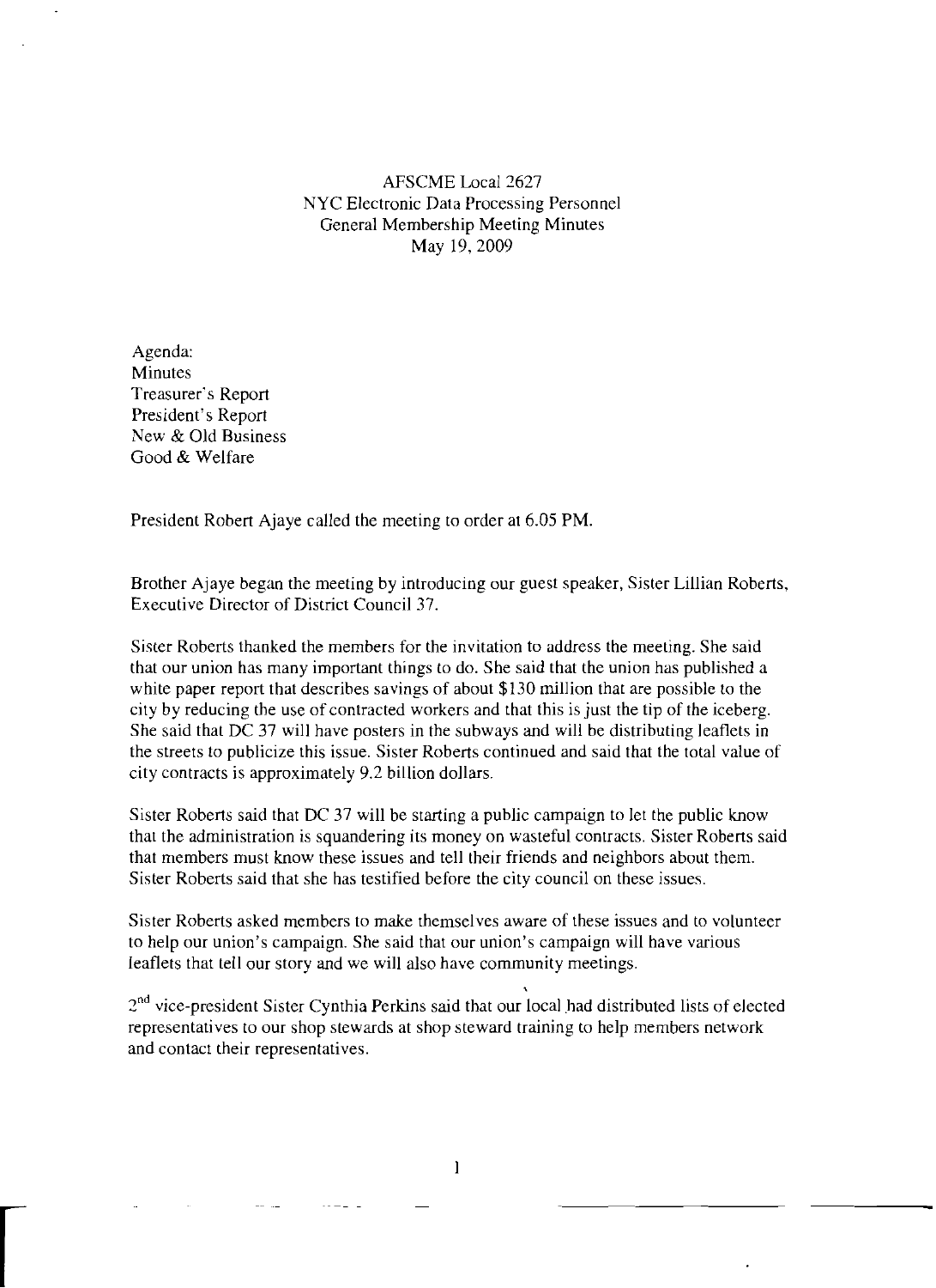# AFSCME Local 2627
## NYC Electronic Data Processing Personnel
## General Membership Meeting Minutes
## May 19, 2009

Agenda:
Minutes
Treasurer's Report
President's Report
New & Old Business
Good & Welfare

President Robert Ajaye called the meeting to order at 6.05 PM.

Brother Ajaye began the meeting by introducing our guest speaker, Sister Lillian Roberts, Executive Director of District Council 37.

Sister Roberts thanked the members for the invitation to address the meeting. She said that our union has many important things to do. She said that the union has published a white paper report that describes savings of about $130 million that are possible to the city by reducing the use of contracted workers and that this is just the tip of the iceberg. She said that DC 37 will have posters in the subways and will be distributing leaflets in the streets to publicize this issue. Sister Roberts continued and said that the total value of city contracts is approximately 9.2 billion dollars.

Sister Roberts said that DC 37 will be starting a public campaign to let the public know that the administration is squandering its money on wasteful contracts. Sister Roberts said that members must know these issues and tell their friends and neighbors about them. Sister Roberts said that she has testified before the city council on these issues.

Sister Roberts asked members to make themselves aware of these issues and to volunteer to help our union's campaign. She said that our union's campaign will have various leaflets that tell our story and we will also have community meetings.

2nd vice-president Sister Cynthia Perkins said that our local had distributed lists of elected representatives to our shop stewards at shop steward training to help members network and contact their representatives.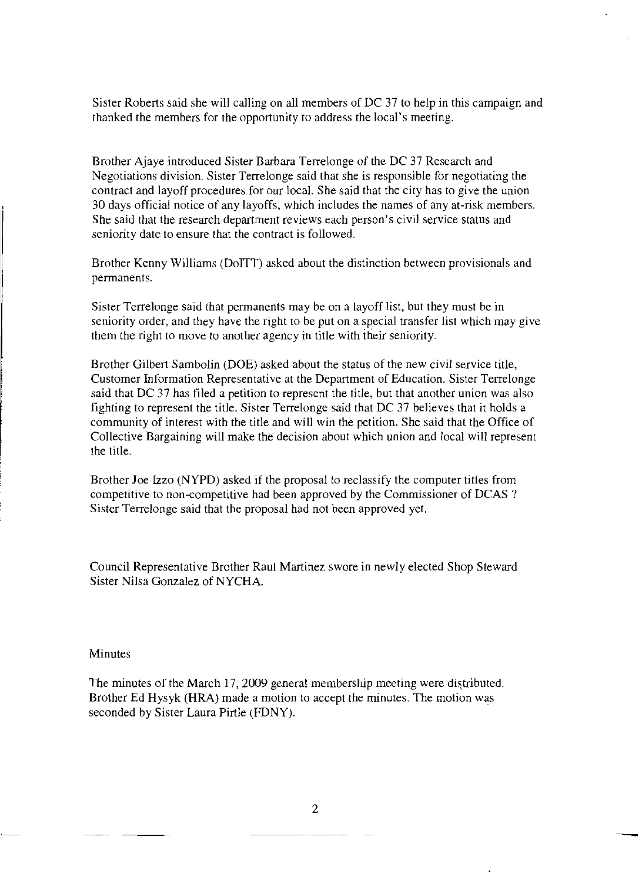Sister Roberts said she will calling on all members of DC 37 to help in this campaign and thanked the members for the opportunity to address the local's meeting.

Brother Ajaye introduced Sister Barbara Terrelonge of the DC 37 Research and Negotiations division. Sister Terrelonge said that she is responsible for negotiating the contract and layoff procedures for our local. She said that the city has to give the union 30 days official notice of any layoffs, which includes the names of any at-risk members. She said that the research department reviews each person's civil service status and seniority date to ensure that the contract is followed.

Brother Kenny Williams (DoITT) asked about the distinction between provisionals and permanents.

Sister Terrelonge said that permanents may be on a layoff list, but they must be in seniority order, and they have the right to be put on a special transfer list which may give them the right to move to another agency in title with their seniority.

Brother Gilbert Sambolin (DOE) asked about the status of the new civil service title, Customer Information Representative at the Department of Education. Sister Terrelonge said that DC 37 has filed a petition to represent the title, but that another union was also fighting to represent the title. Sister Terrelonge said that DC 37 believes that it holds a community of interest with the title and will win the petition. She said that the Office of Collective Bargaining will make the decision about which union and local will represent the title.

Brother Joe Izzo (NYPD) asked if the proposal to reclassify the computer titles from competitive to non-competitive had been approved by the Commissioner of DCAS ? Sister Terrelonge said that the proposal had not been approved yet.

Council Representative Brother Raul Martinez swore in newly elected Shop Steward Sister Nilsa Gonzalez of NYCHA.

Minutes

The minutes of the March 17, 2009 general membership meeting were distributed. Brother Ed Hysyk (HRA) made a motion to accept the minutes. The motion was seconded by Sister Laura Pirtle (FDNY).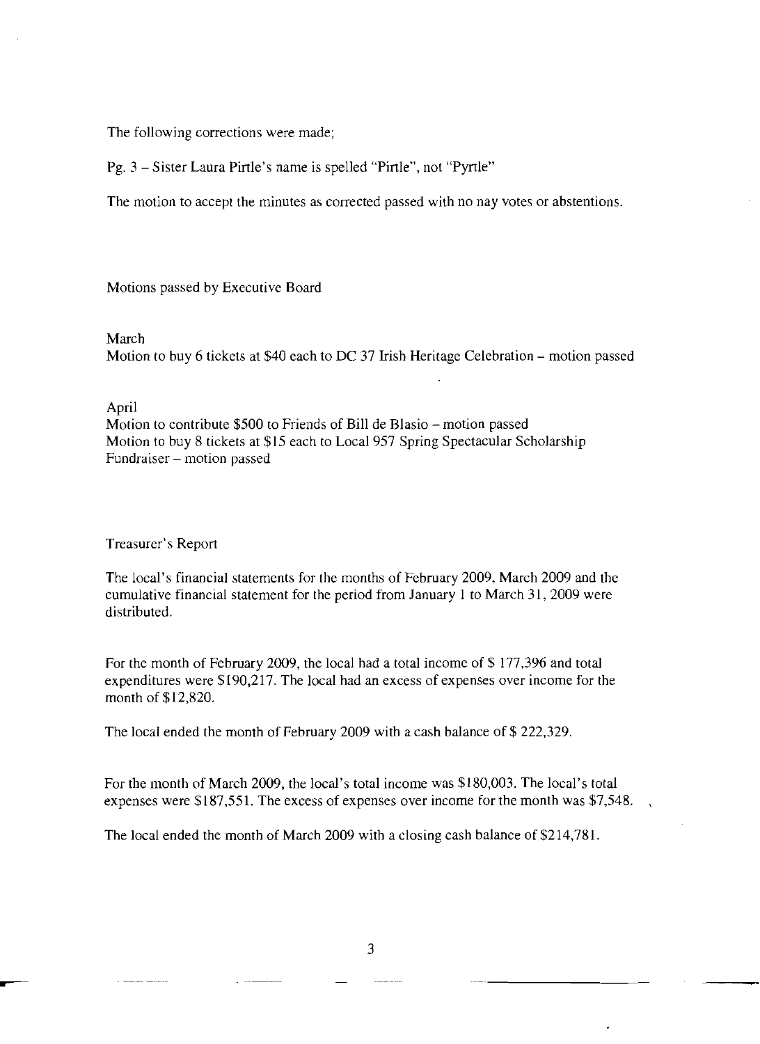The following corrections were made;

Pg. 3 – Sister Laura Pirtle's name is spelled "Pirtle", not "Pyrtle"

The motion to accept the minutes as corrected passed with no nay votes or abstentions.

Motions passed by Executive Board

March

Motion to buy 6 tickets at $40 each to DC 37 Irish Heritage Celebration – motion passed

April

Motion to contribute $500 to Friends of Bill de Blasio – motion passed

Motion to buy 8 tickets at $15 each to Local 957 Spring Spectacular Scholarship Fundraiser – motion passed

Treasurer's Report

The local's financial statements for the months of February 2009, March 2009 and the cumulative financial statement for the period from January 1 to March 31, 2009 were distributed.

For the month of February 2009, the local had a total income of $ 177,396 and total expenditures were $190,217. The local had an excess of expenses over income for the month of $12,820.

The local ended the month of February 2009 with a cash balance of $ 222,329.

For the month of March 2009, the local's total income was $180,003. The local's total expenses were $187,551. The excess of expenses over income for the month was $7,548.

The local ended the month of March 2009 with a closing cash balance of $214,781.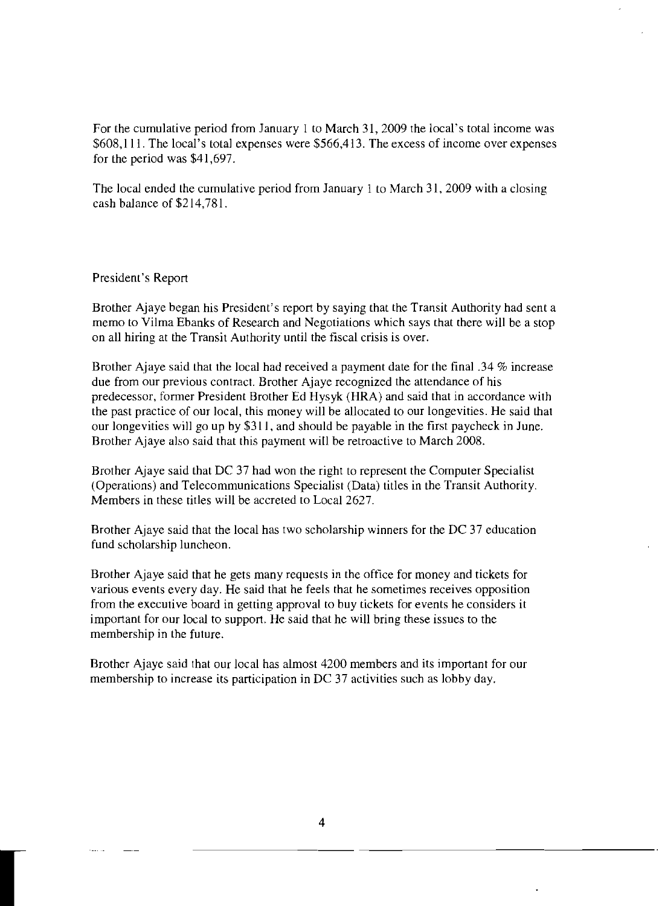For the cumulative period from January 1 to March 31, 2009 the local's total income was $608,111. The local's total expenses were $566,413. The excess of income over expenses for the period was $41,697.

The local ended the cumulative period from January 1 to March 31, 2009 with a closing cash balance of $214,781.

## President's Report

Brother Ajaye began his President's report by saying that the Transit Authority had sent a memo to Vilma Ebanks of Research and Negotiations which says that there will be a stop on all hiring at the Transit Authority until the fiscal crisis is over.

Brother Ajaye said that the local had received a payment date for the final .34 % increase due from our previous contract. Brother Ajaye recognized the attendance of his predecessor, former President Brother Ed Hysyk (HRA) and said that in accordance with the past practice of our local, this money will be allocated to our longevities. He said that our longevities will go up by $311, and should be payable in the first paycheck in June. Brother Ajaye also said that this payment will be retroactive to March 2008.

Brother Ajaye said that DC 37 had won the right to represent the Computer Specialist (Operations) and Telecommunications Specialist (Data) titles in the Transit Authority. Members in these titles will be accreted to Local 2627.

Brother Ajaye said that the local has two scholarship winners for the DC 37 education fund scholarship luncheon.

Brother Ajaye said that he gets many requests in the office for money and tickets for various events every day. He said that he feels that he sometimes receives opposition from the executive board in getting approval to buy tickets for events he considers it important for our local to support. He said that he will bring these issues to the membership in the future.

Brother Ajaye said that our local has almost 4200 members and its important for our membership to increase its participation in DC 37 activities such as lobby day.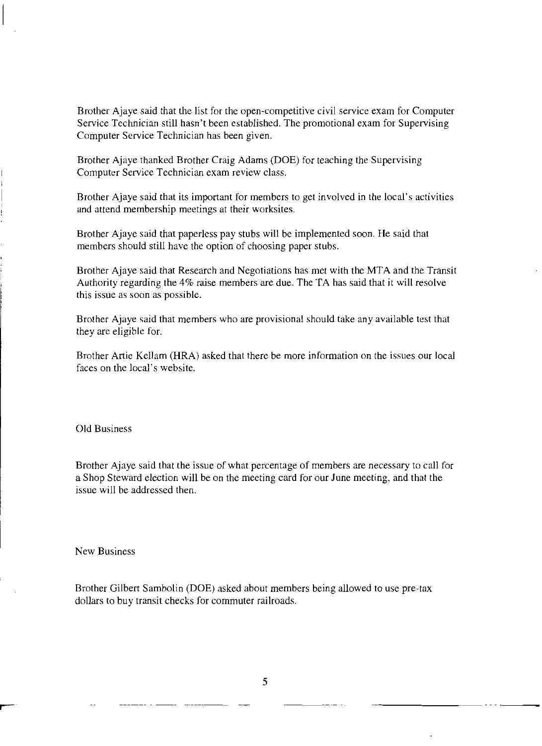Brother Ajaye said that the list for the open-competitive civil service exam for Computer Service Technician still hasn't been established. The promotional exam for Supervising Computer Service Technician has been given.

Brother Ajaye thanked Brother Craig Adams (DOE) for teaching the Supervising Computer Service Technician exam review class.

Brother Ajaye said that its important for members to get involved in the local's activities and attend membership meetings at their worksites.

Brother Ajaye said that paperless pay stubs will be implemented soon. He said that members should still have the option of choosing paper stubs.

Brother Ajaye said that Research and Negotiations has met with the MTA and the Transit Authority regarding the 4% raise members are due. The TA has said that it will resolve this issue as soon as possible.

Brother Ajaye said that members who are provisional should take any available test that they are eligible for.

Brother Artie Kellam (HRA) asked that there be more information on the issues our local faces on the local's website.

## Old Business

Brother Ajaye said that the issue of what percentage of members are necessary to call for a Shop Steward election will be on the meeting card for our June meeting, and that the issue will be addressed then.

## New Business

Brother Gilbert Sambolin (DOE) asked about members being allowed to use pre-tax dollars to buy transit checks for commuter railroads.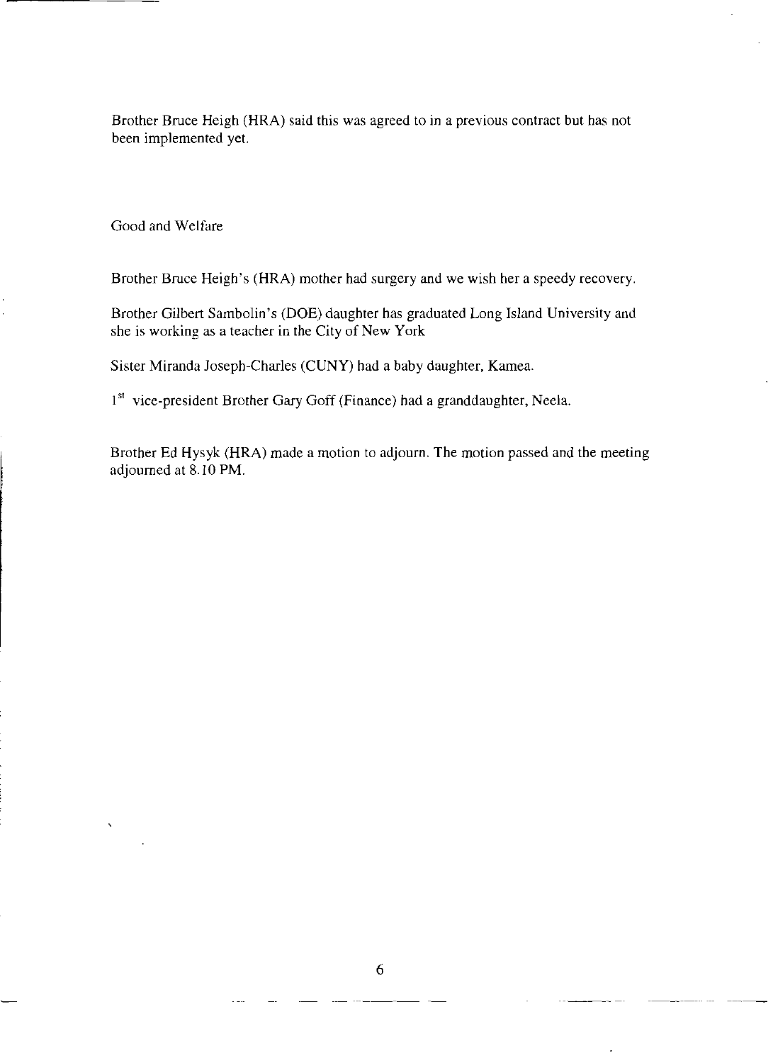Brother Bruce Heigh (HRA) said this was agreed to in a previous contract but has not been implemented yet.

## Good and Welfare

Brother Bruce Heigh's (HRA) mother had surgery and we wish her a speedy recovery.

Brother Gilbert Sambolin's (DOE) daughter has graduated Long Island University and she is working as a teacher in the City of New York

Sister Miranda Joseph-Charles (CUNY) had a baby daughter, Kamea.

1st vice-president Brother Gary Goff (Finance) had a granddaughter, Neela.

Brother Ed Hysyk (HRA) made a motion to adjourn. The motion passed and the meeting adjourned at 8.10 PM.